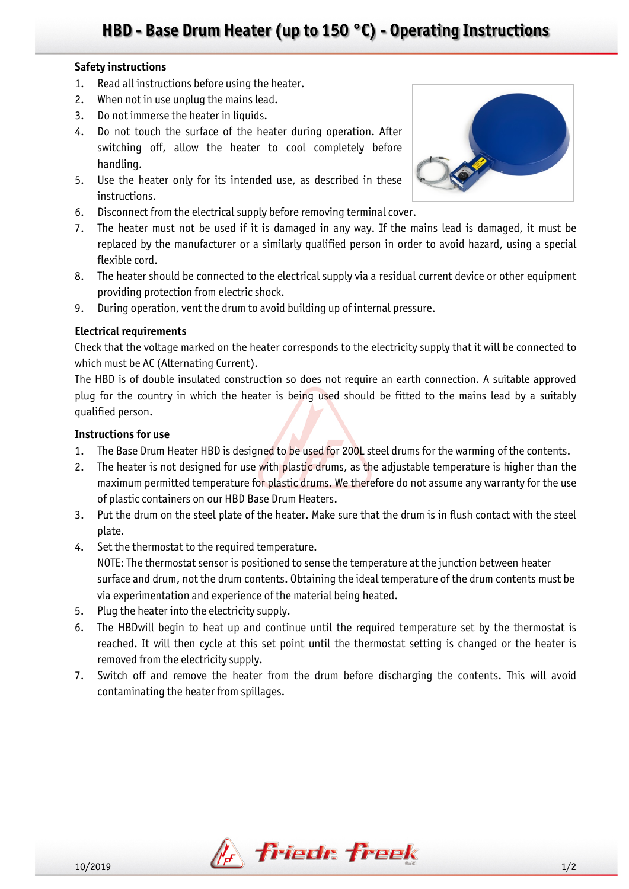# HBD - Base Drum Heater (up to 150 °C) - Operating Instructions

## Safety instructions

1. Read all instructions before using the heater.
2. When not in use unplug the mains lead.
3. Do not immerse the heater in liquids.
4. Do not touch the surface of the heater during operation. After switching off, allow the heater to cool completely before handling.
5. Use the heater only for its intended use, as described in these instructions.
6. Disconnect from the electrical supply before removing terminal cover.
7. The heater must not be used if it is damaged in any way. If the mains lead is damaged, it must be replaced by the manufacturer or a similarly qualified person in order to avoid hazard, using a special flexible cord.
8. The heater should be connected to the electrical supply via a residual current device or other equipment providing protection from electric shock.
9. During operation, vent the drum to avoid building up of internal pressure.

## Electrical requirements

Check that the voltage marked on the heater corresponds to the electricity supply that it will be connected to which must be AC (Alternating Current).

The HBD is of double insulated construction so does not require an earth connection. A suitable approved plug for the country in which the heater is being used should be fitted to the mains lead by a suitably qualified person.

## Instructions for use

1. The Base Drum Heater HBD is designed to be used for 200L steel drums for the warming of the contents.
2. The heater is not designed for use with plastic drums, as the adjustable temperature is higher than the maximum permitted temperature for plastic drums. We therefore do not assume any warranty for the use of plastic containers on our HBD Base Drum Heaters.
3. Put the drum on the steel plate of the heater. Make sure that the drum is in flush contact with the steel plate.
4. Set the thermostat to the required temperature.
   NOTE: The thermostat sensor is positioned to sense the temperature at the junction between heater surface and drum, not the drum contents. Obtaining the ideal temperature of the drum contents must be via experimentation and experience of the material being heated.
5. Plug the heater into the electricity supply.
6. The HBDwill begin to heat up and continue until the required temperature set by the thermostat is reached. It will then cycle at this set point until the thermostat setting is changed or the heater is removed from the electricity supply.
7. Switch off and remove the heater from the drum before discharging the contents. This will avoid contaminating the heater from spillages.

10/2019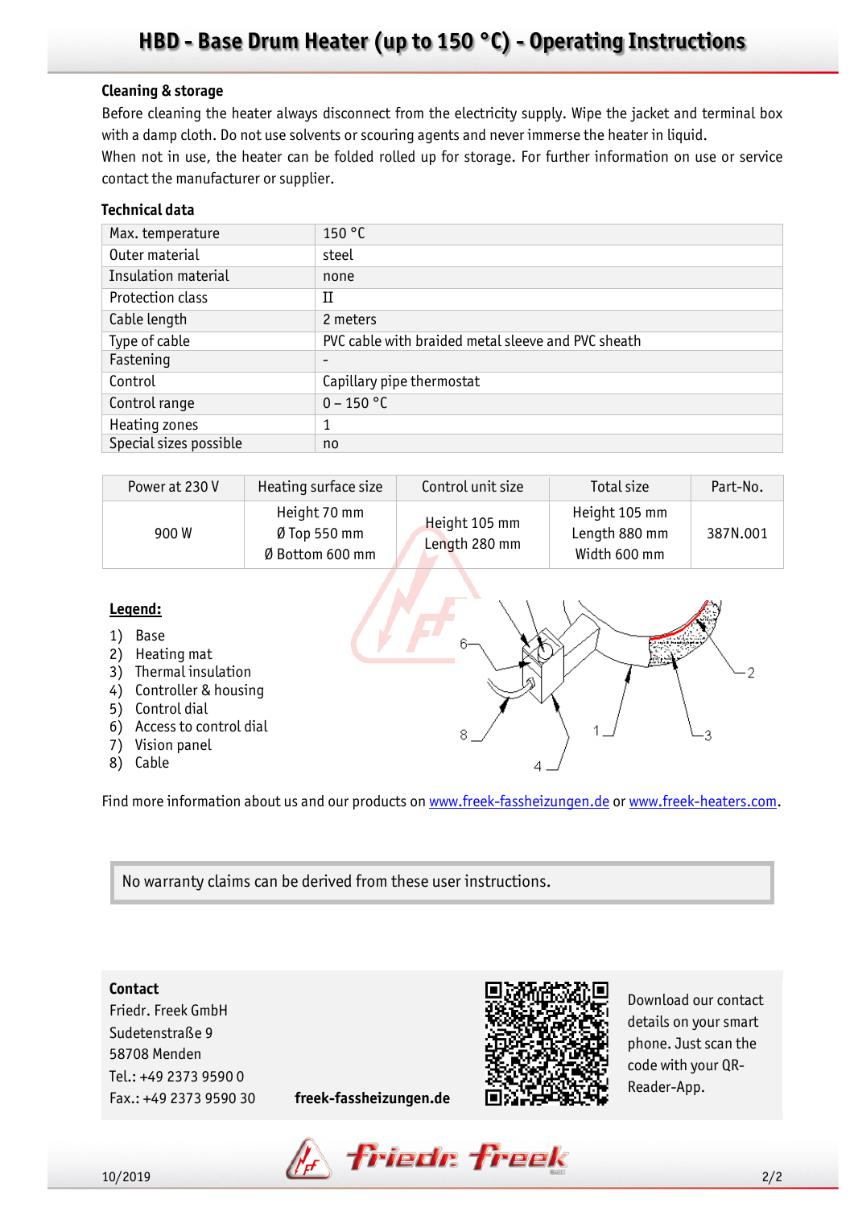# HBD - Base Drum Heater (up to 150 °C) - Operating Instructions

### Cleaning & storage

Before cleaning the heater always disconnect from the electricity supply. Wipe the jacket and terminal box with a damp cloth. Do not use solvents or scouring agents and never immerse the heater in liquid.
When not in use, the heater can be folded rolled up for storage. For further information on use or service contact the manufacturer or supplier.

### Technical data

| | |
|---|---|
| Max. temperature | 150 °C |
| Outer material | steel |
| Insulation material | none |
| Protection class | II |
| Cable length | 2 meters |
| Type of cable | PVC cable with braided metal sleeve and PVC sheath |
| Fastening | - |
| Control | Capillary pipe thermostat |
| Control range | 0 – 150 °C |
| Heating zones | 1 |
| Special sizes possible | no |

| Power at 230 V | Heating surface size | Control unit size | Total size | Part-No. |
|---|---|---|---|---|
| 900 W | Height 70 mm<br>Ø Top 550 mm<br>Ø Bottom 600 mm | Height 105 mm<br>Length 280 mm | Height 105 mm<br>Length 880 mm<br>Width 600 mm | 387N.001 |

**Legend:**

1) Base
2) Heating mat
3) Thermal insulation
4) Controller & housing
5) Control dial
6) Access to control dial
7) Vision panel
8) Cable

6
2
8
1
3
4

Find more information about us and our products on www.freek-fassheizungen.de or www.freek-heaters.com.

No warranty claims can be derived from these user instructions.

**Contact**
Friedr. Freek GmbH
Sudetenstraße 9
58708 Menden
Tel.: +49 2373 9590 0
Fax.: +49 2373 9590 30

**freek-fassheizungen.de**

Download our contact details on your smart phone. Just scan the code with your QR-Reader-App.

10/2019